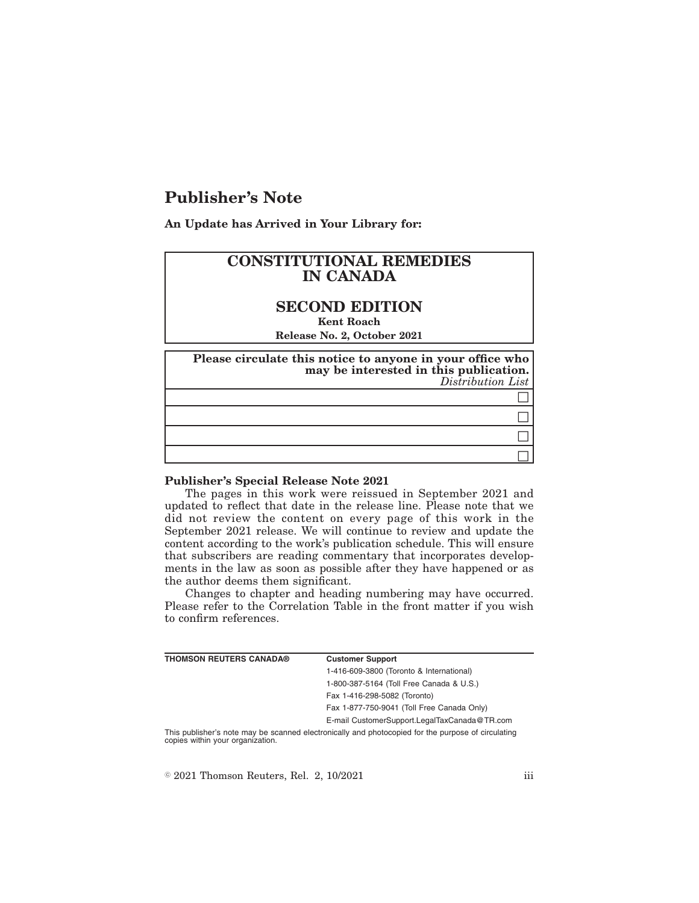# Publisher's Note

**An Update has Arrived in Your Library for:**

| **CONSTITUTIONAL REMEDIES IN CANADA** |
| --- |
| **SECOND EDITION** |
| **Kent Roach** |
| **Release No. 2, October 2021** |

| **Please circulate this notice to anyone in your office who may be interested in this publication.** *Distribution List* |
| --- |
| ☐ |
| ☐ |
| ☐ |
| ☐ |

**Publisher's Special Release Note 2021**

The pages in this work were reissued in September 2021 and updated to reflect that date in the release line. Please note that we did not review the content on every page of this work in the September 2021 release. We will continue to review and update the content according to the work's publication schedule. This will ensure that subscribers are reading commentary that incorporates developments in the law as soon as possible after they have happened or as the author deems them significant.

Changes to chapter and heading numbering may have occurred. Please refer to the Correlation Table in the front matter if you wish to confirm references.

| **THOMSON REUTERS CANADA®** | **Customer Support** |
| --- | --- |
| | 1-416-609-3800 (Toronto & International) |
| | 1-800-387-5164 (Toll Free Canada & U.S.) |
| | Fax 1-416-298-5082 (Toronto) |
| | Fax 1-877-750-9041 (Toll Free Canada Only) |
| | E-mail CustomerSupport.LegalTaxCanada@TR.com |

This publisher's note may be scanned electronically and photocopied for the purpose of circulating copies within your organization.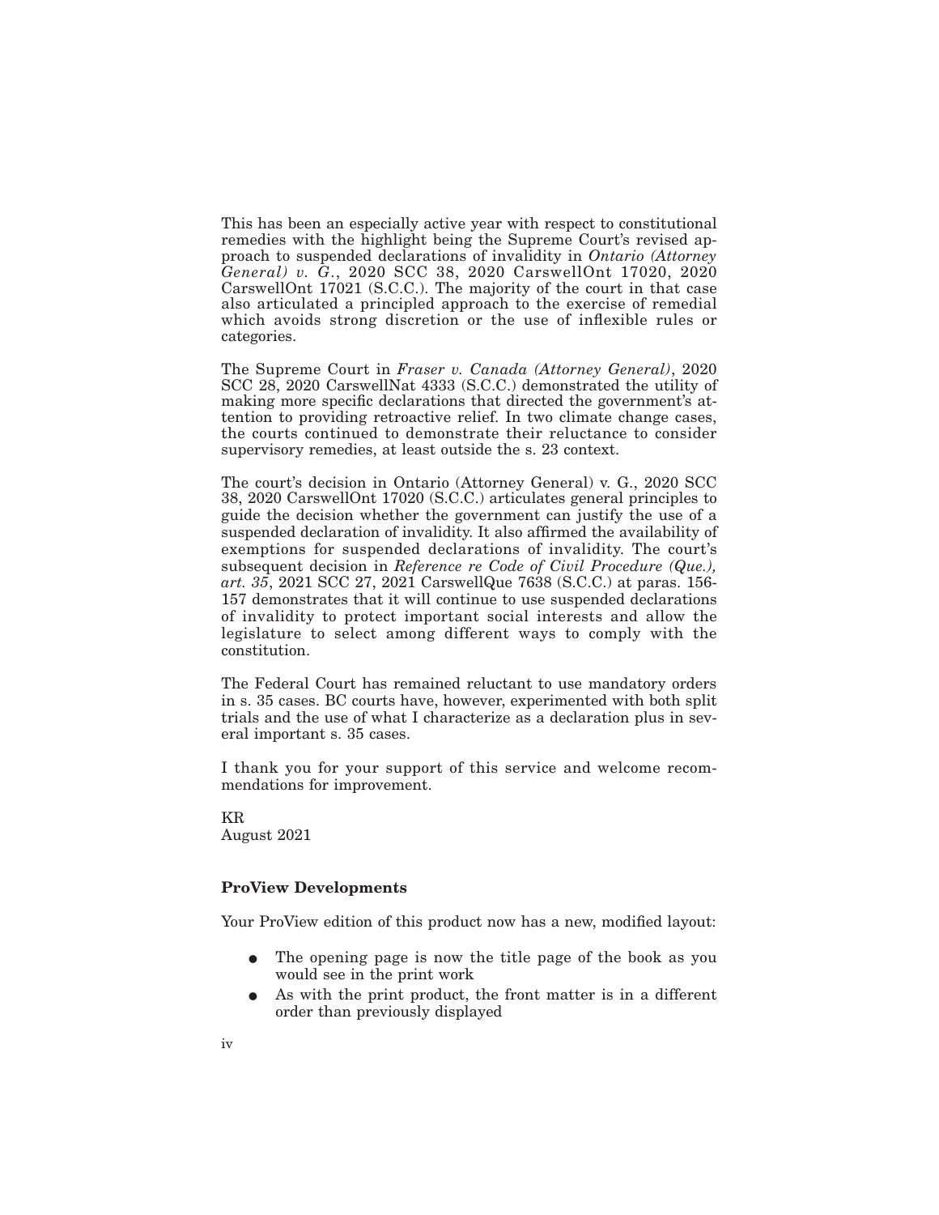This has been an especially active year with respect to constitutional remedies with the highlight being the Supreme Court's revised approach to suspended declarations of invalidity in *Ontario (Attorney General) v. G.*, 2020 SCC 38, 2020 CarswellOnt 17020, 2020 CarswellOnt 17021 (S.C.C.). The majority of the court in that case also articulated a principled approach to the exercise of remedial which avoids strong discretion or the use of inflexible rules or categories.

The Supreme Court in *Fraser v. Canada (Attorney General)*, 2020 SCC 28, 2020 CarswellNat 4333 (S.C.C.) demonstrated the utility of making more specific declarations that directed the government's attention to providing retroactive relief. In two climate change cases, the courts continued to demonstrate their reluctance to consider supervisory remedies, at least outside the s. 23 context.

The court's decision in Ontario (Attorney General) v. G., 2020 SCC 38, 2020 CarswellOnt 17020 (S.C.C.) articulates general principles to guide the decision whether the government can justify the use of a suspended declaration of invalidity. It also affirmed the availability of exemptions for suspended declarations of invalidity. The court's subsequent decision in *Reference re Code of Civil Procedure (Que.), art. 35*, 2021 SCC 27, 2021 CarswellQue 7638 (S.C.C.) at paras. 156-157 demonstrates that it will continue to use suspended declarations of invalidity to protect important social interests and allow the legislature to select among different ways to comply with the constitution.

The Federal Court has remained reluctant to use mandatory orders in s. 35 cases. BC courts have, however, experimented with both split trials and the use of what I characterize as a declaration plus in several important s. 35 cases.

I thank you for your support of this service and welcome recommendations for improvement.

KR
August 2021

**ProView Developments**

Your ProView edition of this product now has a new, modified layout:

- The opening page is now the title page of the book as you would see in the print work
- As with the print product, the front matter is in a different order than previously displayed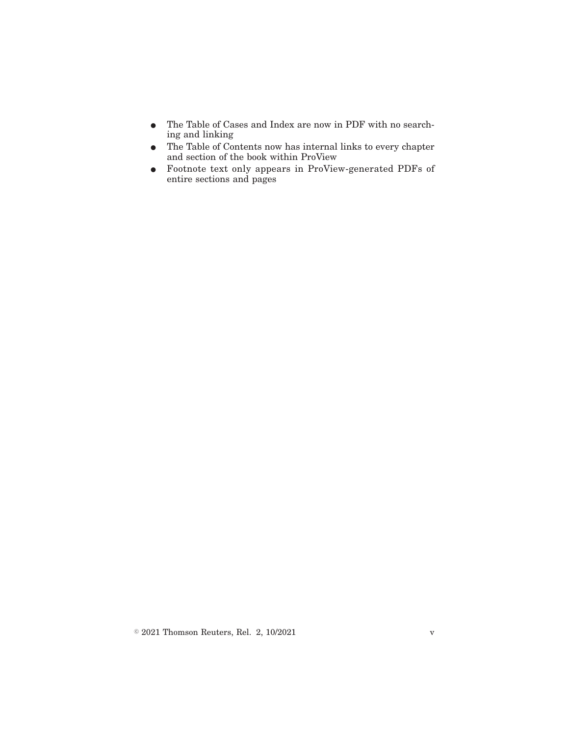- The Table of Cases and Index are now in PDF with no searching and linking
- The Table of Contents now has internal links to every chapter and section of the book within ProView
- Footnote text only appears in ProView-generated PDFs of entire sections and pages